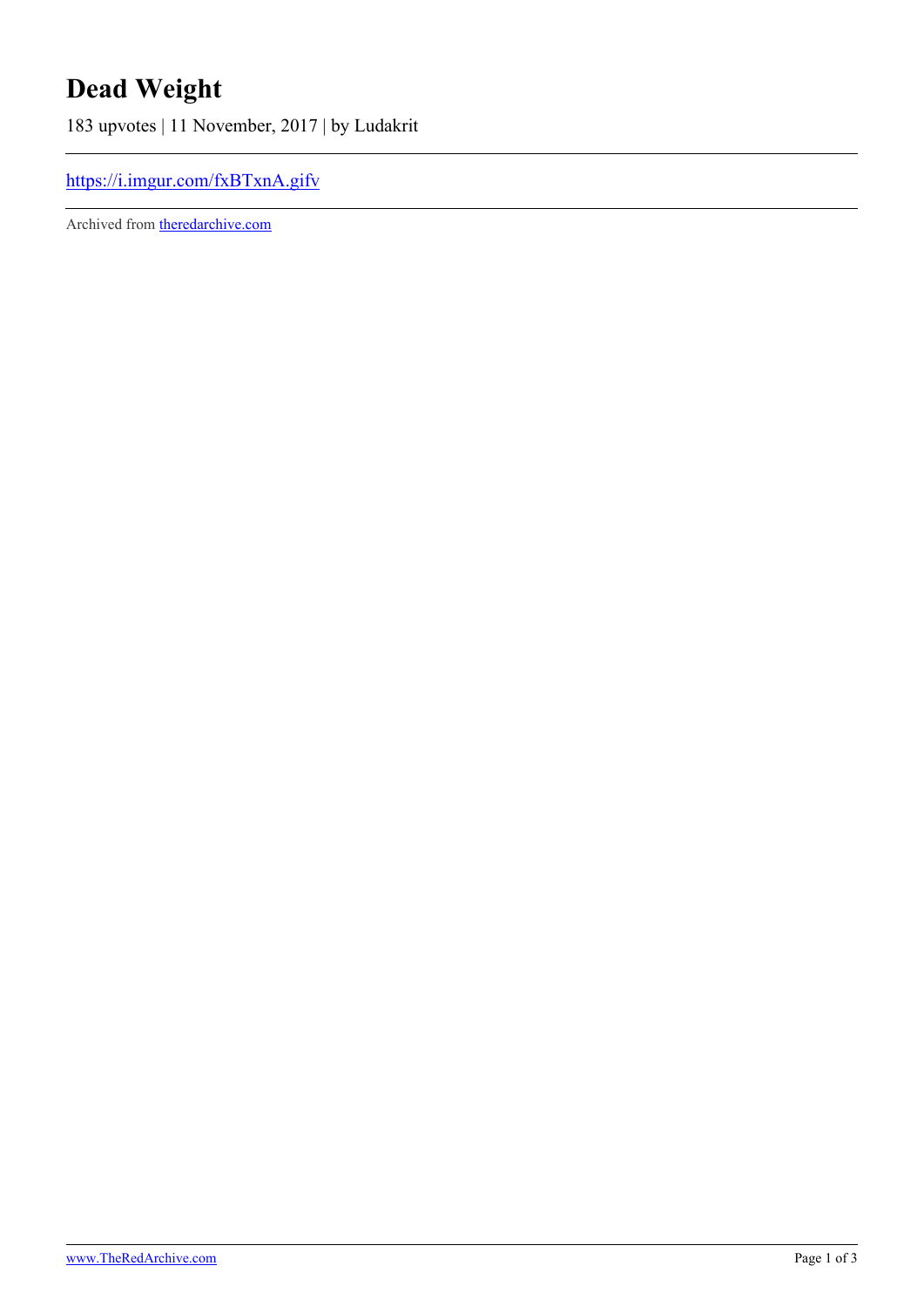# Dead Weight

183 upvotes | 11 November, 2017 | by Ludakrit

---

[https://i.imgur.com/fxBTxnA.gifv](https://i.imgur.com/fxBTxnA.gifv)

---

Archived from [theredarchive.com](https://theredarchive.com)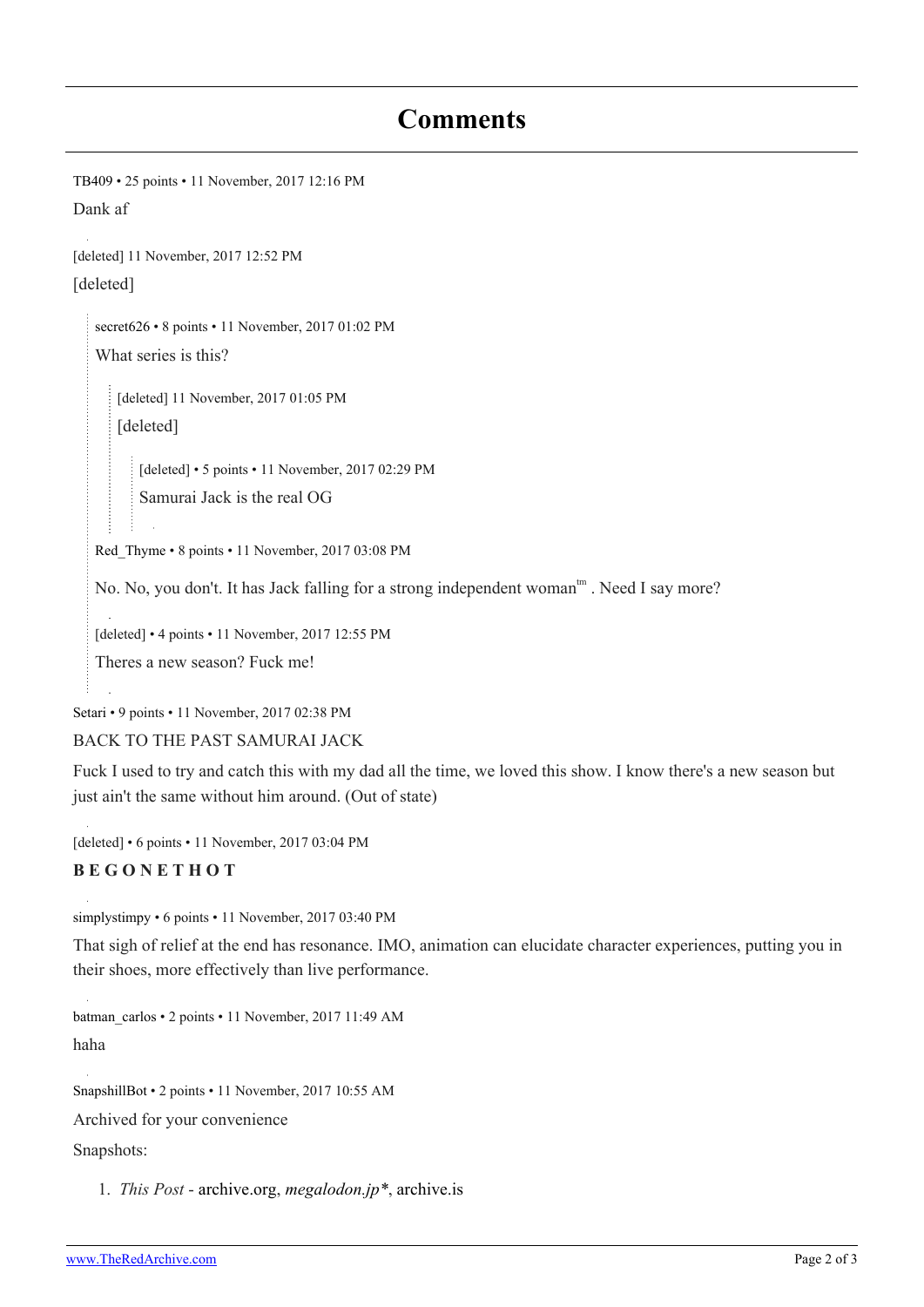# Comments

TB409 • 25 points • 11 November, 2017 12:16 PM

Dank af

[deleted] 11 November, 2017 12:52 PM

[deleted]

> secret626 • 8 points • 11 November, 2017 01:02 PM
>
> What series is this?
>
> > [deleted] 11 November, 2017 01:05 PM
> >
> > [deleted]
> >
> > > [deleted] • 5 points • 11 November, 2017 02:29 PM
> > >
> > > Samurai Jack is the real OG
>
> Red_Thyme • 8 points • 11 November, 2017 03:08 PM
>
> No. No, you don't. It has Jack falling for a strong independent woman™ . Need I say more?
>
> [deleted] • 4 points • 11 November, 2017 12:55 PM
>
> Theres a new season? Fuck me!

Setari • 9 points • 11 November, 2017 02:38 PM

BACK TO THE PAST SAMURAI JACK

Fuck I used to try and catch this with my dad all the time, we loved this show. I know there's a new season but just ain't the same without him around. (Out of state)

[deleted] • 6 points • 11 November, 2017 03:04 PM

**B E G O N E T H O T**

simplystimpy • 6 points • 11 November, 2017 03:40 PM

That sigh of relief at the end has resonance. IMO, animation can elucidate character experiences, putting you in their shoes, more effectively than live performance.

batman_carlos • 2 points • 11 November, 2017 11:49 AM

haha

SnapshillBot • 2 points • 11 November, 2017 10:55 AM

Archived for your convenience

Snapshots:

1. *This Post* - archive.org, *megalodon.jp**, archive.is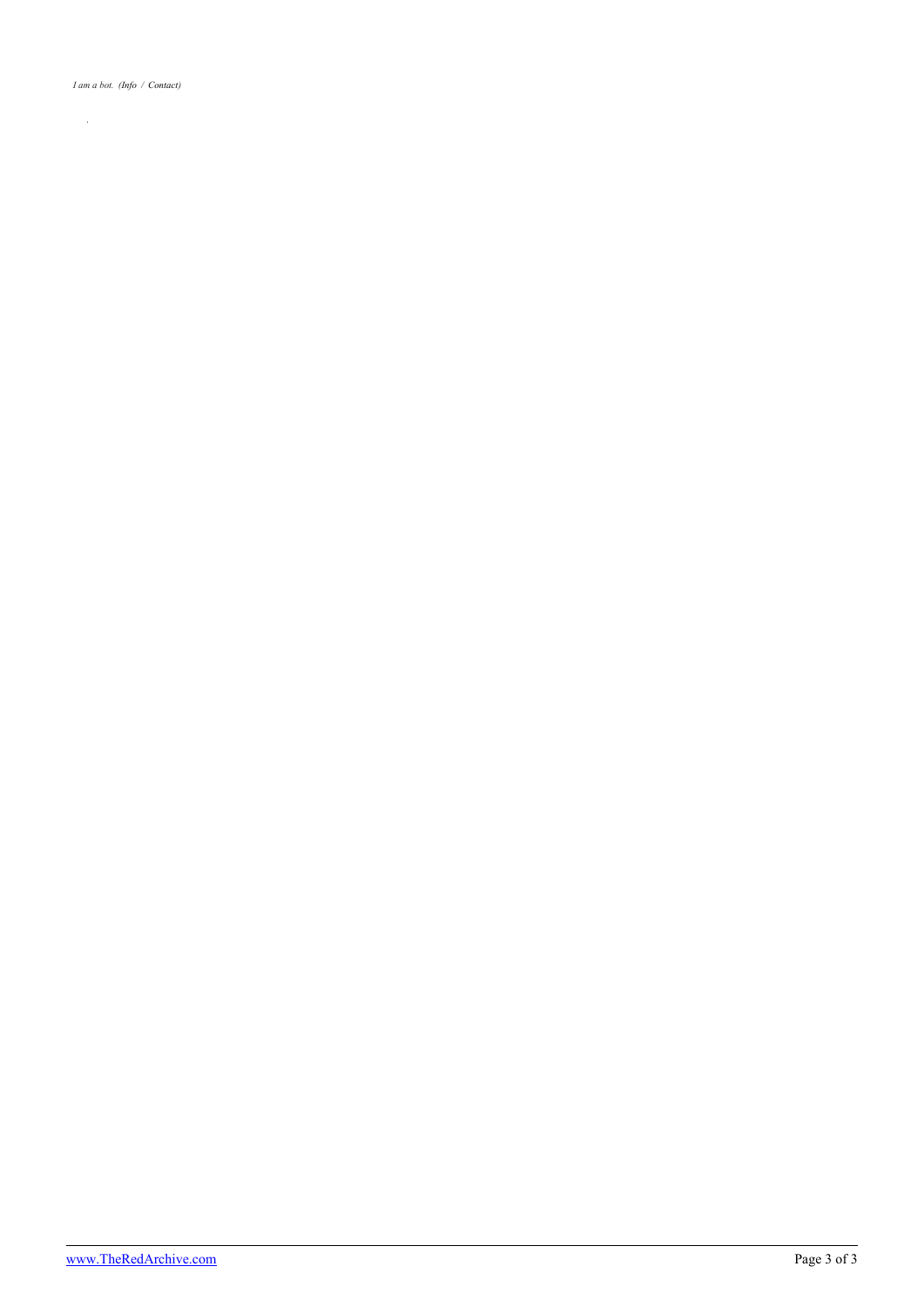*I am a bot. (Info / Contact)*